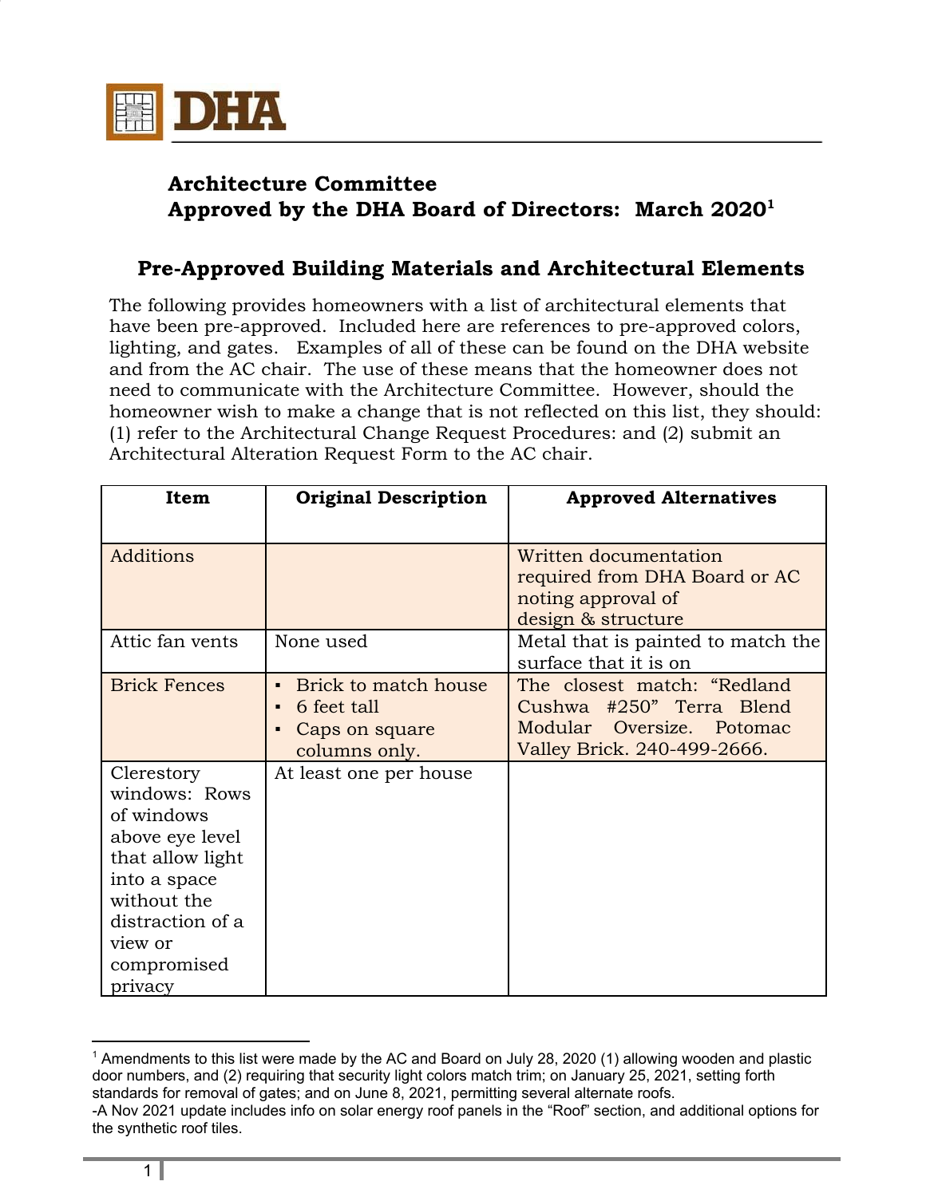# DHA

## Architecture Committee
## Approved by the DHA Board of Directors: March 2020[1]

### Pre-Approved Building Materials and Architectural Elements

The following provides homeowners with a list of architectural elements that have been pre-approved. Included here are references to pre-approved colors, lighting, and gates. Examples of all of these can be found on the DHA website and from the AC chair. The use of these means that the homeowner does not need to communicate with the Architecture Committee. However, should the homeowner wish to make a change that is not reflected on this list, they should: (1) refer to the Architectural Change Request Procedures: and (2) submit an Architectural Alteration Request Form to the AC chair.

| Item | Original Description | Approved Alternatives |
|---|---|---|
| Additions | | Written documentation required from DHA Board or AC noting approval of design & structure |
| Attic fan vents | None used | Metal that is painted to match the surface that it is on |
| Brick Fences | ▪ Brick to match house<br>▪ 6 feet tall<br>▪ Caps on square columns only. | The closest match: "Redland Cushwa #250" Terra Blend Modular Oversize. Potomac Valley Brick. 240-499-2666. |
| Clerestory windows: Rows of windows above eye level that allow light into a space without the distraction of a view or compromised privacy | At least one per house | |

[1] Amendments to this list were made by the AC and Board on July 28, 2020 (1) allowing wooden and plastic door numbers, and (2) requiring that security light colors match trim; on January 25, 2021, setting forth standards for removal of gates; and on June 8, 2021, permitting several alternate roofs.
-A Nov 2021 update includes info on solar energy roof panels in the "Roof" section, and additional options for the synthetic roof tiles.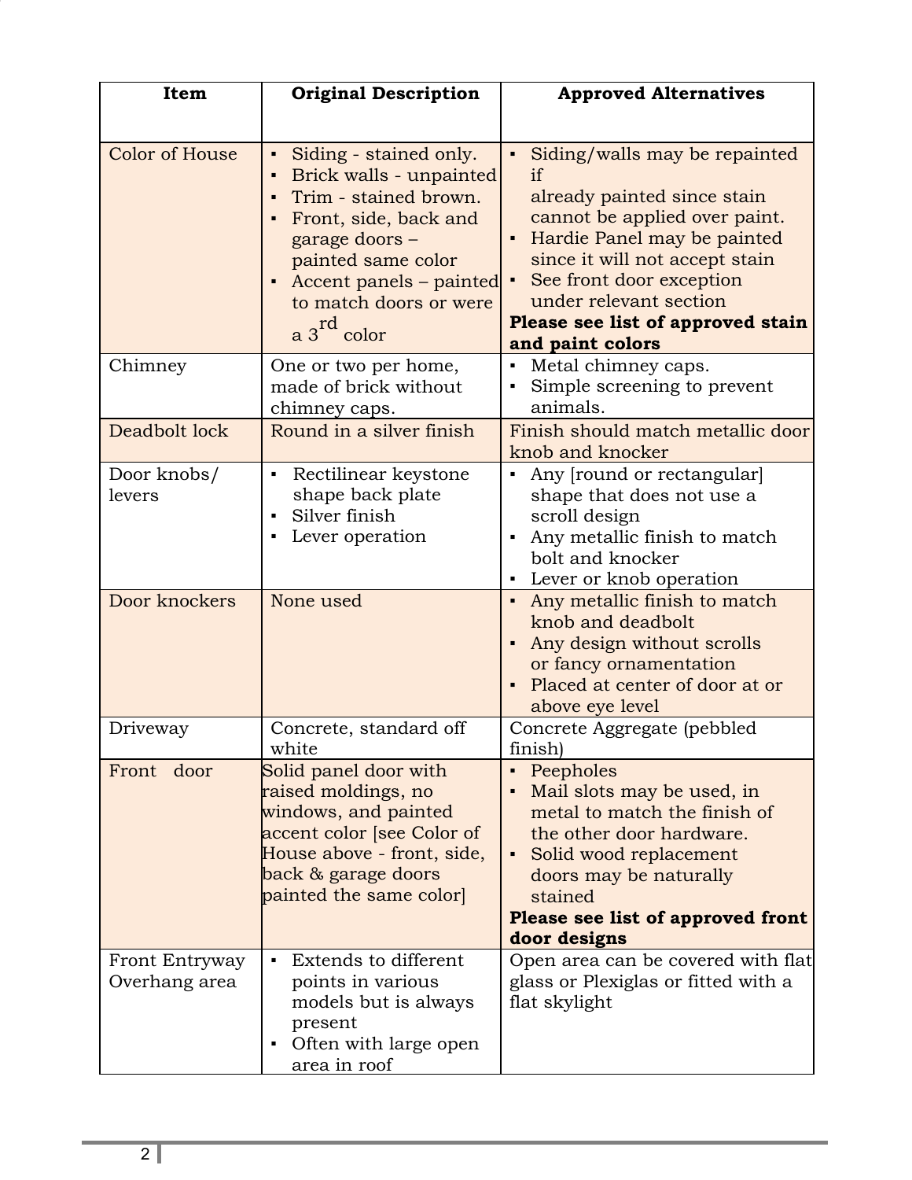| Item | Original Description | Approved Alternatives |
|---|---|---|
| Color of House | ▪ Siding - stained only.<br>▪ Brick walls - unpainted<br>▪ Trim - stained brown.<br>▪ Front, side, back and garage doors – painted same color<br>▪ Accent panels – painted to match doors or were a 3rd color | ▪ Siding/walls may be repainted if already painted since stain cannot be applied over paint.<br>▪ Hardie Panel may be painted since it will not accept stain<br>▪ See front door exception under relevant section<br>**Please see list of approved stain and paint colors** |
| Chimney | One or two per home, made of brick without chimney caps. | ▪ Metal chimney caps.<br>▪ Simple screening to prevent animals. |
| Deadbolt lock | Round in a silver finish | Finish should match metallic door knob and knocker |
| Door knobs/ levers | ▪ Rectilinear keystone shape back plate<br>▪ Silver finish<br>▪ Lever operation | ▪ Any [round or rectangular] shape that does not use a scroll design<br>▪ Any metallic finish to match bolt and knocker<br>▪ Lever or knob operation |
| Door knockers | None used | ▪ Any metallic finish to match knob and deadbolt<br>▪ Any design without scrolls or fancy ornamentation<br>▪ Placed at center of door at or above eye level |
| Driveway | Concrete, standard off white | Concrete Aggregate (pebbled finish) |
| Front door | Solid panel door with raised moldings, no windows, and painted accent color [see Color of House above - front, side, back & garage doors painted the same color] | ▪ Peepholes<br>▪ Mail slots may be used, in metal to match the finish of the other door hardware.<br>▪ Solid wood replacement doors may be naturally stained<br>**Please see list of approved front door designs** |
| Front Entryway Overhang area | ▪ Extends to different points in various models but is always present<br>▪ Often with large open area in roof | Open area can be covered with flat glass or Plexiglas or fitted with a flat skylight |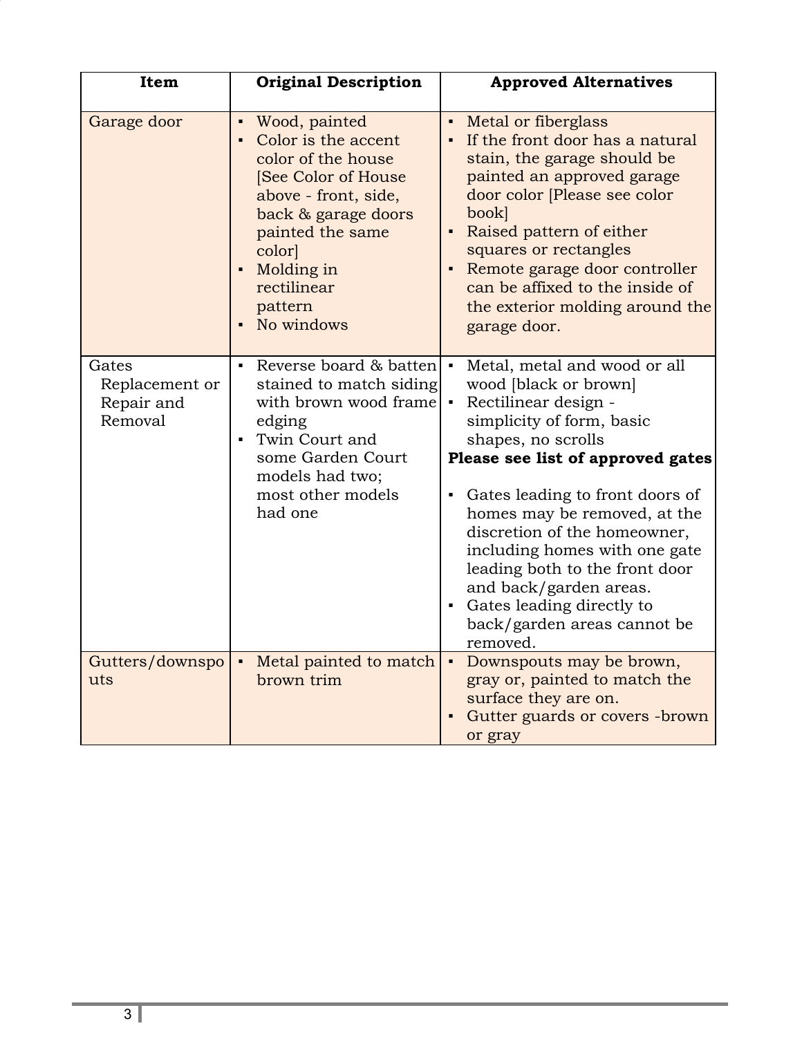| Item | Original Description | Approved Alternatives |
|---|---|---|
| Garage door | ▪ Wood, painted<br>▪ Color is the accent color of the house [See Color of House above - front, side, back & garage doors painted the same color]<br>▪ Molding in rectilinear pattern<br>▪ No windows | ▪ Metal or fiberglass<br>▪ If the front door has a natural stain, the garage should be painted an approved garage door color [Please see color book]<br>▪ Raised pattern of either squares or rectangles<br>▪ Remote garage door controller can be affixed to the inside of the exterior molding around the garage door. |
| Gates Replacement or Repair and Removal | ▪ Reverse board & batten stained to match siding with brown wood frame edging<br>▪ Twin Court and some Garden Court models had two; most other models had one | ▪ Metal, metal and wood or all wood [black or brown]<br>▪ Rectilinear design - simplicity of form, basic shapes, no scrolls<br>**Please see list of approved gates**<br>▪ Gates leading to front doors of homes may be removed, at the discretion of the homeowner, including homes with one gate leading both to the front door and back/garden areas.<br>▪ Gates leading directly to back/garden areas cannot be removed. |
| Gutters/downspouts | ▪ Metal painted to match brown trim | ▪ Downspouts may be brown, gray or, painted to match the surface they are on.<br>▪ Gutter guards or covers -brown or gray |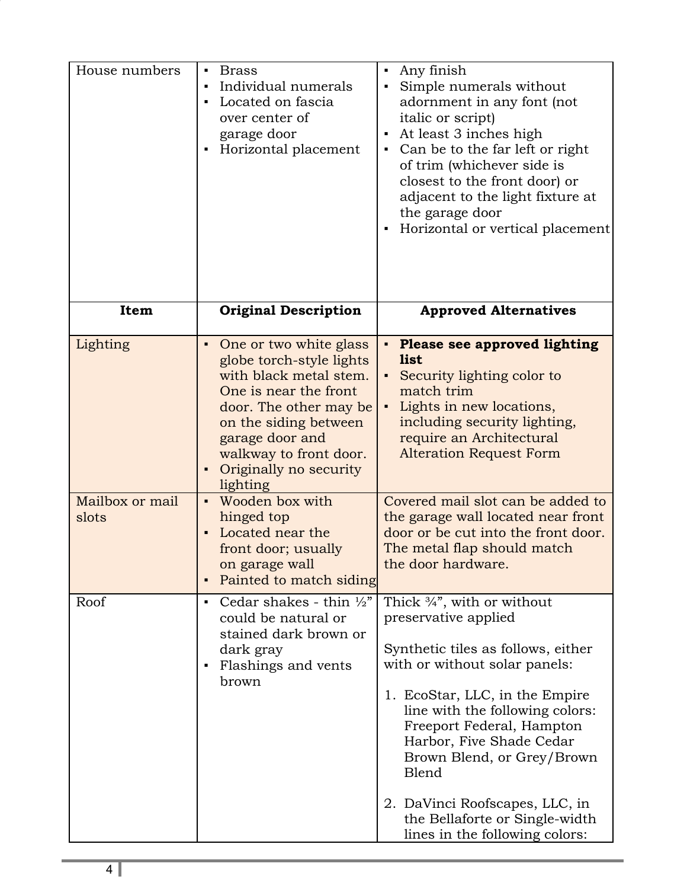| Item | Original Description | Approved Alternatives |
|---|---|---|
| House numbers | ▪ Brass<br>▪ Individual numerals<br>▪ Located on fascia over center of garage door<br>▪ Horizontal placement | ▪ Any finish<br>▪ Simple numerals without adornment in any font (not italic or script)<br>▪ At least 3 inches high<br>▪ Can be to the far left or right of trim (whichever side is closest to the front door) or adjacent to the light fixture at the garage door<br>▪ Horizontal or vertical placement |
| **Item** | **Original Description** | **Approved Alternatives** |
| Lighting | ▪ One or two white glass globe torch-style lights with black metal stem. One is near the front door. The other may be on the siding between garage door and walkway to front door.<br>▪ Originally no security lighting | ▪ **Please see approved lighting list**<br>▪ Security lighting color to match trim<br>▪ Lights in new locations, including security lighting, require an Architectural Alteration Request Form |
| Mailbox or mail slots | ▪ Wooden box with hinged top<br>▪ Located near the front door; usually on garage wall<br>▪ Painted to match siding | Covered mail slot can be added to the garage wall located near front door or be cut into the front door. The metal flap should match the door hardware. |
| Roof | ▪ Cedar shakes - thin ½" could be natural or stained dark brown or dark gray<br>▪ Flashings and vents brown | Thick ¾", with or without preservative applied<br><br>Synthetic tiles as follows, either with or without solar panels:<br><br>1. EcoStar, LLC, in the Empire line with the following colors: Freeport Federal, Hampton Harbor, Five Shade Cedar Brown Blend, or Grey/Brown Blend<br><br>2. DaVinci Roofscapes, LLC, in the Bellaforte or Single-width lines in the following colors: |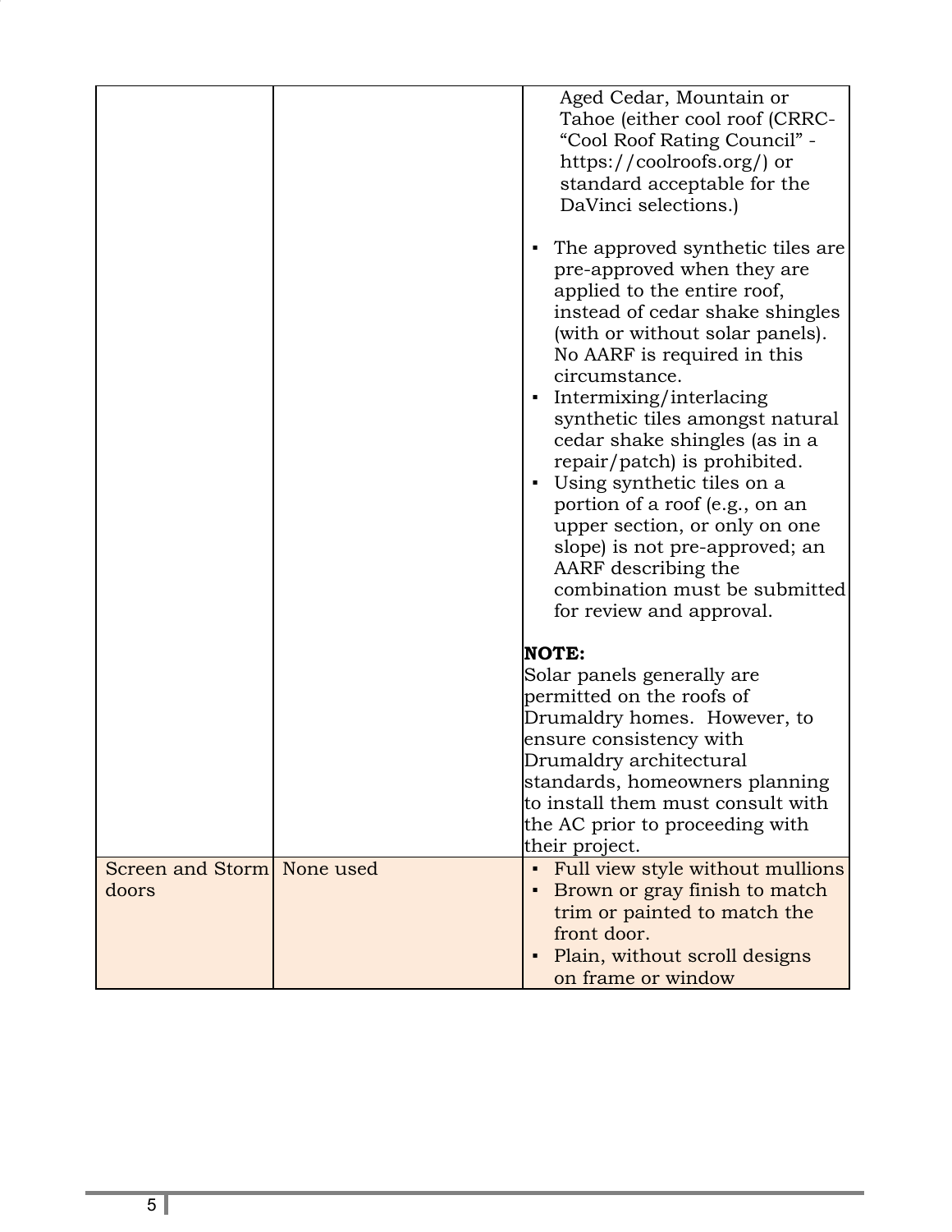| | | |
|---|---|---|
| | | Aged Cedar, Mountain or Tahoe (either cool roof (CRRC- “Cool Roof Rating Council” - https://coolroofs.org/) or standard acceptable for the DaVinci selections.)<br><br>▪ The approved synthetic tiles are pre-approved when they are applied to the entire roof, instead of cedar shake shingles (with or without solar panels). No AARF is required in this circumstance.<br>▪ Intermixing/interlacing synthetic tiles amongst natural cedar shake shingles (as in a repair/patch) is prohibited.<br>▪ Using synthetic tiles on a portion of a roof (e.g., on an upper section, or only on one slope) is not pre-approved; an AARF describing the combination must be submitted for review and approval.<br><br>**NOTE:**<br>Solar panels generally are permitted on the roofs of Drumaldry homes. However, to ensure consistency with Drumaldry architectural standards, homeowners planning to install them must consult with the AC prior to proceeding with their project. |
| Screen and Storm doors | None used | ▪ Full view style without mullions<br>▪ Brown or gray finish to match trim or painted to match the front door.<br>▪ Plain, without scroll designs on frame or window |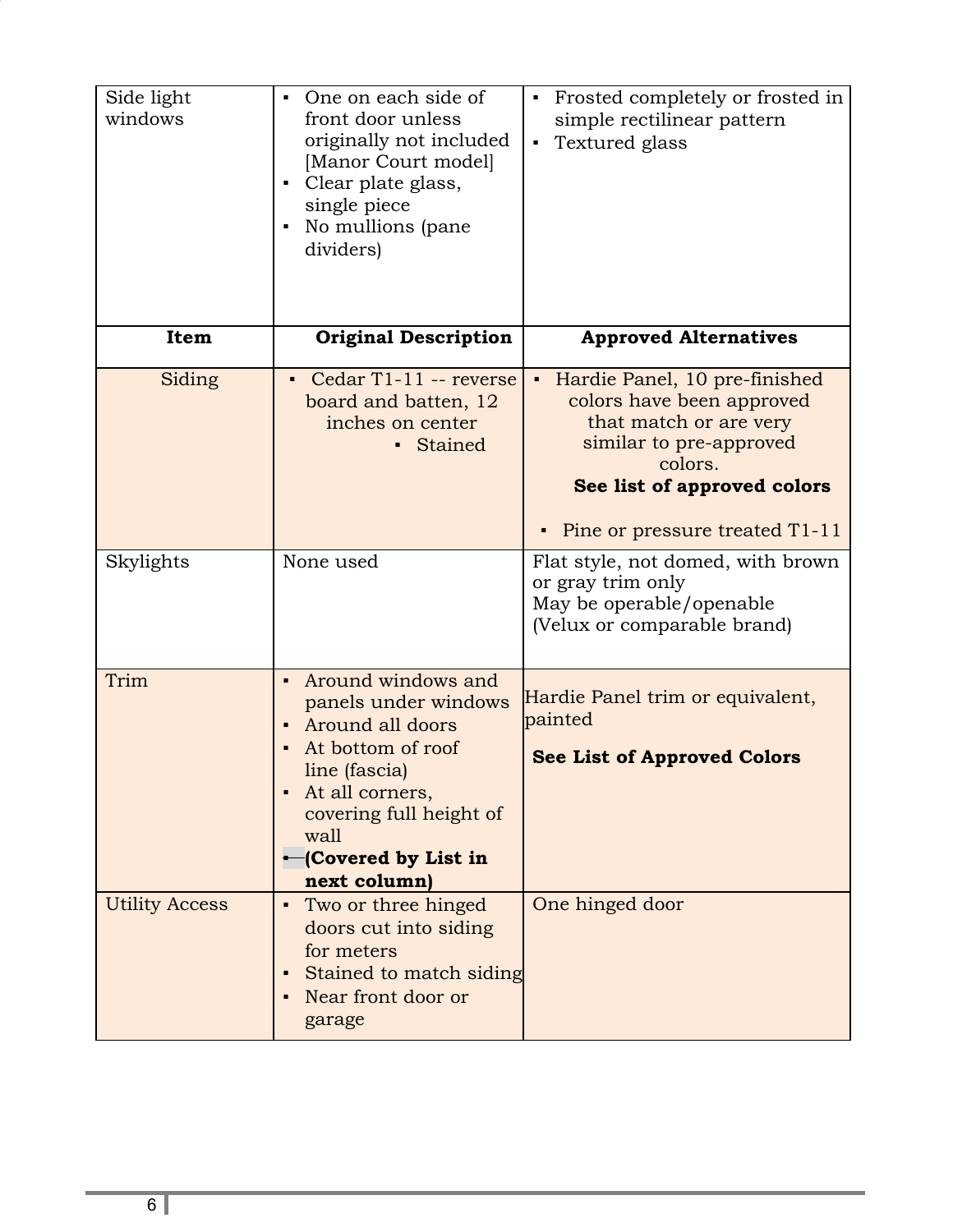| Side light windows | ▪ One on each side of front door unless originally not included [Manor Court model]<br>▪ Clear plate glass, single piece<br>▪ No mullions (pane dividers) | ▪ Frosted completely or frosted in simple rectilinear pattern<br>▪ Textured glass |
|---|---|---|
| **Item** | **Original Description** | **Approved Alternatives** |
| Siding | ▪ Cedar T1-11 -- reverse board and batten, 12 inches on center<br>▪ Stained | ▪ Hardie Panel, 10 pre-finished colors have been approved that match or are very similar to pre-approved colors.<br>**See list of approved colors**<br>▪ Pine or pressure treated T1-11 |
| Skylights | None used | Flat style, not domed, with brown or gray trim only<br>May be operable/openable<br>(Velux or comparable brand) |
| Trim | ▪ Around windows and panels under windows<br>▪ Around all doors<br>▪ At bottom of roof line (fascia)<br>▪ At all corners, covering full height of wall<br>▪ **(Covered by List in next column)** | Hardie Panel trim or equivalent, painted<br>**See List of Approved Colors** |
| Utility Access | ▪ Two or three hinged doors cut into siding for meters<br>▪ Stained to match siding<br>▪ Near front door or garage | One hinged door |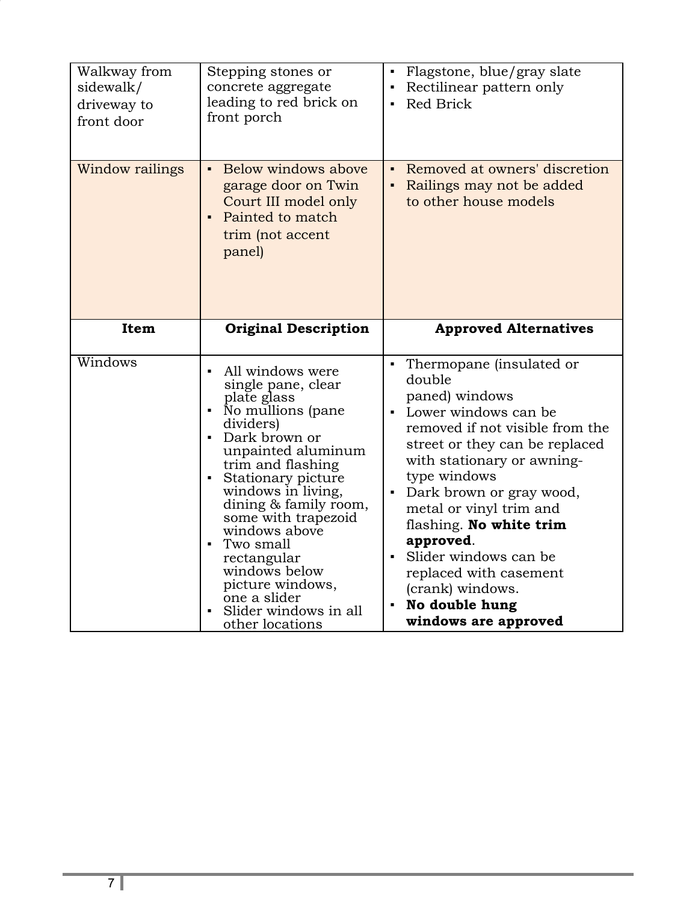| Item | Original Description | Approved Alternatives |
|---|---|---|
| Walkway from sidewalk/ driveway to front door | Stepping stones or concrete aggregate leading to red brick on front porch | ▪ Flagstone, blue/gray slate<br>▪ Rectilinear pattern only<br>▪ Red Brick |
| Window railings | ▪ Below windows above garage door on Twin Court III model only<br>▪ Painted to match trim (not accent panel) | ▪ Removed at owners' discretion<br>▪ Railings may not be added to other house models |
| **Item** | **Original Description** | **Approved Alternatives** |
| Windows | ▪ All windows were single pane, clear plate glass<br>▪ No mullions (pane dividers)<br>▪ Dark brown or unpainted aluminum trim and flashing<br>▪ Stationary picture windows in living, dining & family room, some with trapezoid windows above<br>▪ Two small rectangular windows below picture windows, one a slider<br>▪ Slider windows in all other locations | ▪ Thermopane (insulated or double paned) windows<br>▪ Lower windows can be removed if not visible from the street or they can be replaced with stationary or awning-type windows<br>▪ Dark brown or gray wood, metal or vinyl trim and flashing. **No white trim approved**.<br>▪ Slider windows can be replaced with casement (crank) windows.<br>▪ **No double hung windows are approved** |